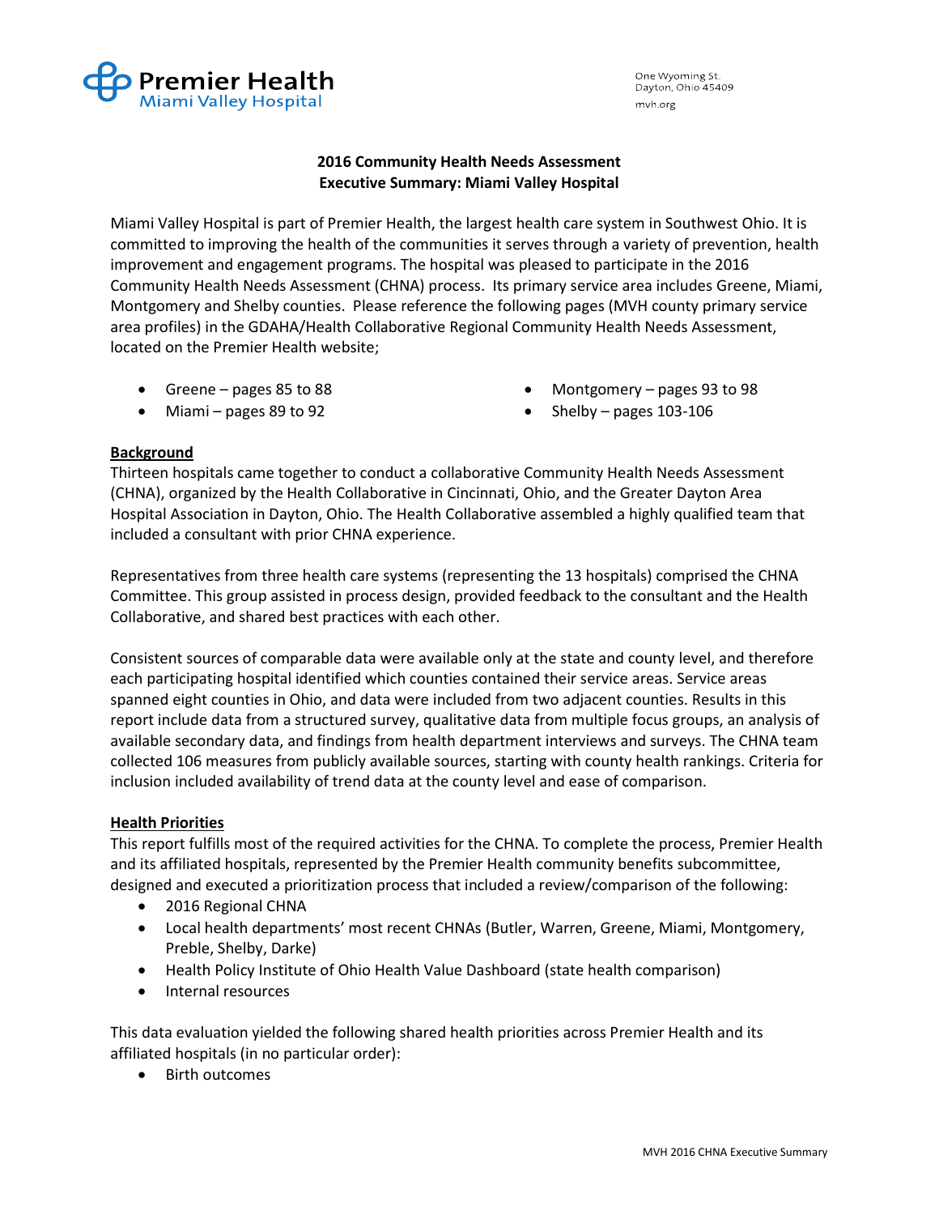Premier Health
Miami Valley Hospital

One Wyoming St.
Dayton, Ohio 45409
mvh.org

# 2016 Community Health Needs Assessment
# Executive Summary: Miami Valley Hospital

Miami Valley Hospital is part of Premier Health, the largest health care system in Southwest Ohio. It is committed to improving the health of the communities it serves through a variety of prevention, health improvement and engagement programs. The hospital was pleased to participate in the 2016 Community Health Needs Assessment (CHNA) process. Its primary service area includes Greene, Miami, Montgomery and Shelby counties. Please reference the following pages (MVH county primary service area profiles) in the GDAHA/Health Collaborative Regional Community Health Needs Assessment, located on the Premier Health website;

- Greene – pages 85 to 88
- Miami – pages 89 to 92
- Montgomery – pages 93 to 98
- Shelby – pages 103-106

## Background

Thirteen hospitals came together to conduct a collaborative Community Health Needs Assessment (CHNA), organized by the Health Collaborative in Cincinnati, Ohio, and the Greater Dayton Area Hospital Association in Dayton, Ohio. The Health Collaborative assembled a highly qualified team that included a consultant with prior CHNA experience.

Representatives from three health care systems (representing the 13 hospitals) comprised the CHNA Committee. This group assisted in process design, provided feedback to the consultant and the Health Collaborative, and shared best practices with each other.

Consistent sources of comparable data were available only at the state and county level, and therefore each participating hospital identified which counties contained their service areas. Service areas spanned eight counties in Ohio, and data were included from two adjacent counties. Results in this report include data from a structured survey, qualitative data from multiple focus groups, an analysis of available secondary data, and findings from health department interviews and surveys. The CHNA team collected 106 measures from publicly available sources, starting with county health rankings. Criteria for inclusion included availability of trend data at the county level and ease of comparison.

## Health Priorities

This report fulfills most of the required activities for the CHNA. To complete the process, Premier Health and its affiliated hospitals, represented by the Premier Health community benefits subcommittee, designed and executed a prioritization process that included a review/comparison of the following:

- 2016 Regional CHNA
- Local health departments' most recent CHNAs (Butler, Warren, Greene, Miami, Montgomery, Preble, Shelby, Darke)
- Health Policy Institute of Ohio Health Value Dashboard (state health comparison)
- Internal resources

This data evaluation yielded the following shared health priorities across Premier Health and its affiliated hospitals (in no particular order):

- Birth outcomes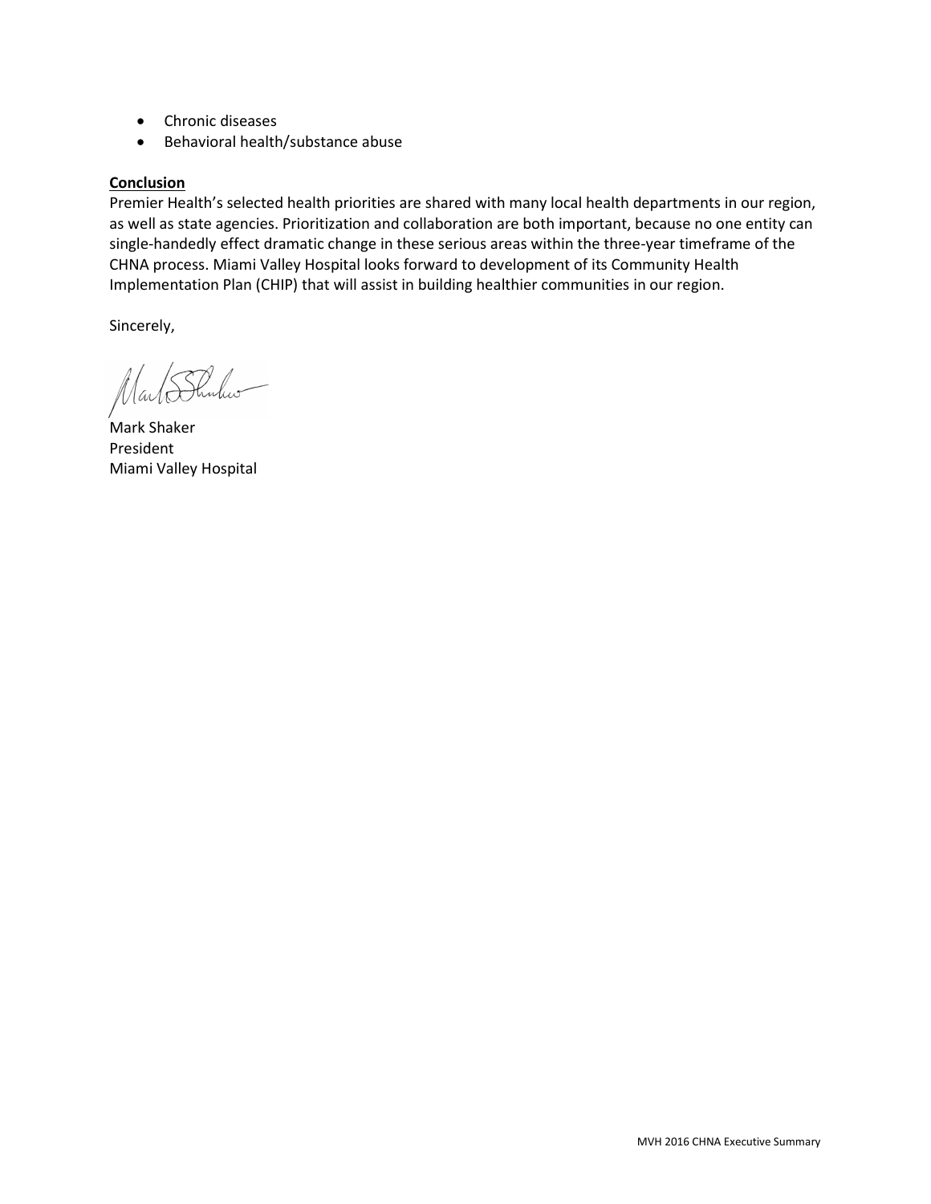- Chronic diseases
- Behavioral health/substance abuse

**Conclusion**

Premier Health's selected health priorities are shared with many local health departments in our region, as well as state agencies. Prioritization and collaboration are both important, because no one entity can single-handedly effect dramatic change in these serious areas within the three-year timeframe of the CHNA process. Miami Valley Hospital looks forward to development of its Community Health Implementation Plan (CHIP) that will assist in building healthier communities in our region.

Sincerely,

Mark Shaker
President
Miami Valley Hospital